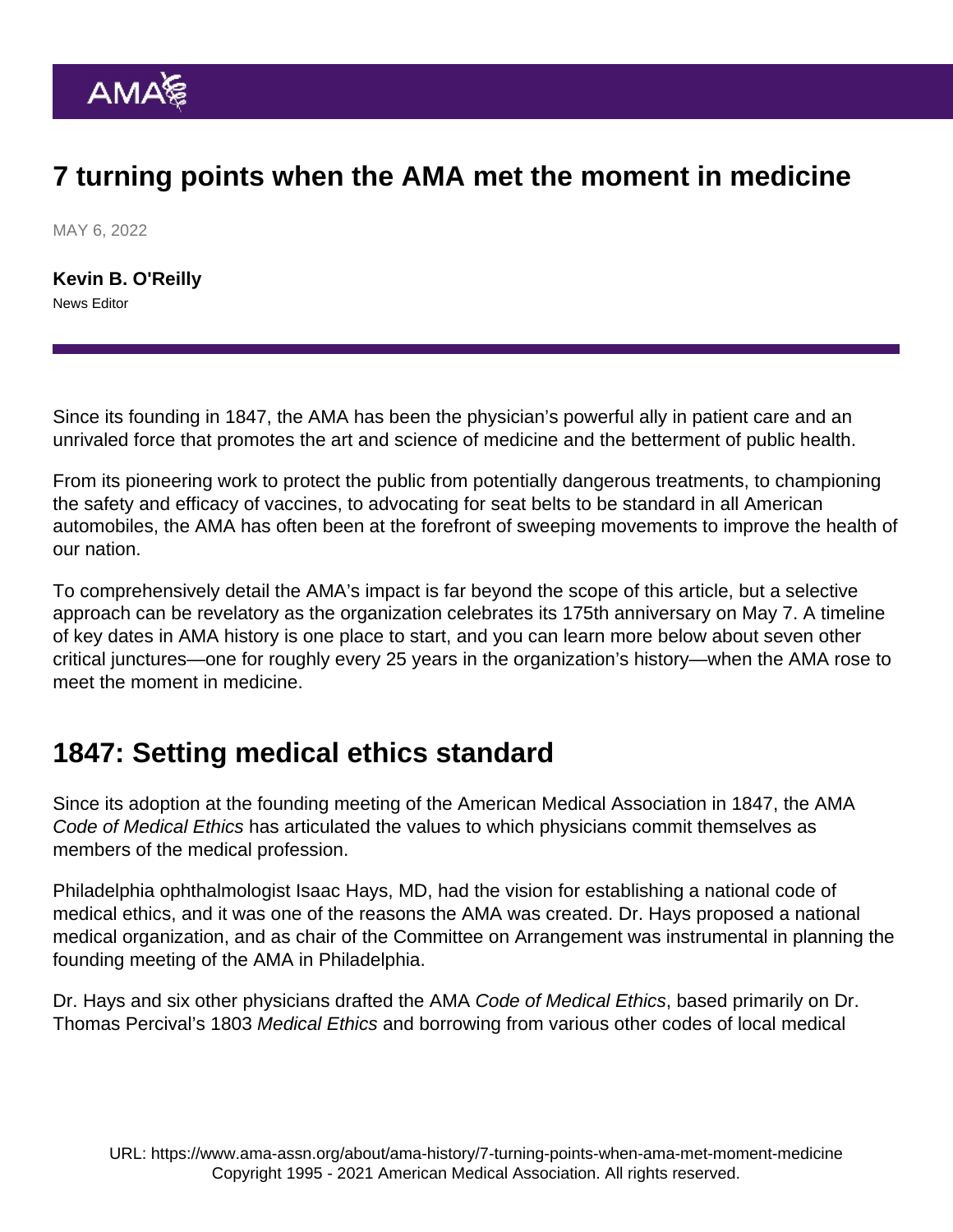# 7 turning points when the AMA met the moment in medicine

MAY 6, 2022

**Kevin B. O'Reilly**
News Editor

Since its founding in 1847, the AMA has been the physician's powerful ally in patient care and an unrivaled force that promotes the art and science of medicine and the betterment of public health.

From its pioneering work to protect the public from potentially dangerous treatments, to championing the safety and efficacy of vaccines, to advocating for seat belts to be standard in all American automobiles, the AMA has often been at the forefront of sweeping movements to improve the health of our nation.

To comprehensively detail the AMA's impact is far beyond the scope of this article, but a selective approach can be revelatory as the organization celebrates its 175th anniversary on May 7. A timeline of key dates in AMA history is one place to start, and you can learn more below about seven other critical junctures—one for roughly every 25 years in the organization's history—when the AMA rose to meet the moment in medicine.

## 1847: Setting medical ethics standard

Since its adoption at the founding meeting of the American Medical Association in 1847, the AMA *Code of Medical Ethics* has articulated the values to which physicians commit themselves as members of the medical profession.

Philadelphia ophthalmologist Isaac Hays, MD, had the vision for establishing a national code of medical ethics, and it was one of the reasons the AMA was created. Dr. Hays proposed a national medical organization, and as chair of the Committee on Arrangement was instrumental in planning the founding meeting of the AMA in Philadelphia.

Dr. Hays and six other physicians drafted the AMA *Code of Medical Ethics*, based primarily on Dr. Thomas Percival's 1803 *Medical Ethics* and borrowing from various other codes of local medical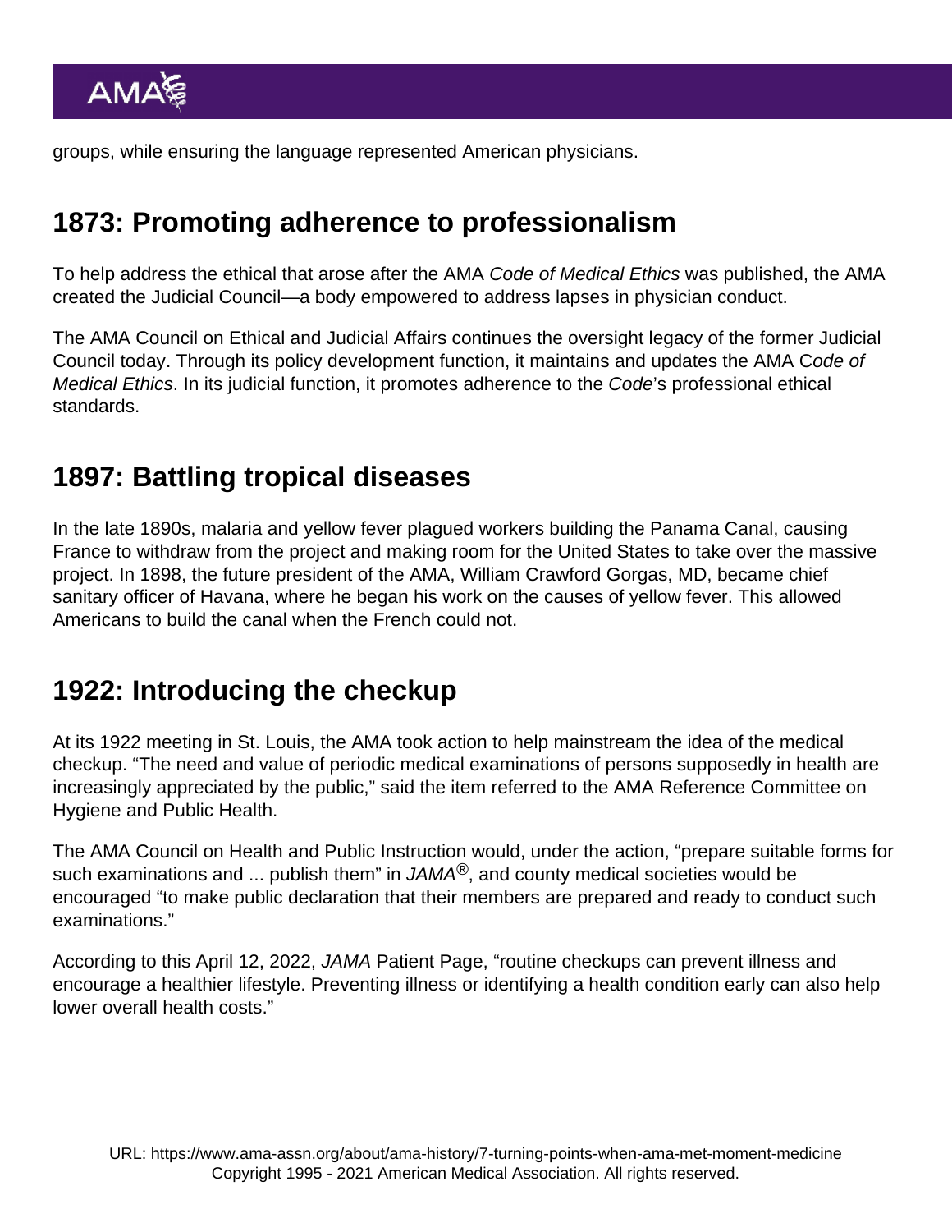groups, while ensuring the language represented American physicians.

## 1873: Promoting adherence to professionalism

To help address the ethical that arose after the AMA *Code of Medical Ethics* was published, the AMA created the Judicial Council—a body empowered to address lapses in physician conduct.

The AMA Council on Ethical and Judicial Affairs continues the oversight legacy of the former Judicial Council today. Through its policy development function, it maintains and updates the AMA C*ode of Medical Ethics*. In its judicial function, it promotes adherence to the *Code*'s professional ethical standards.

## 1897: Battling tropical diseases

In the late 1890s, malaria and yellow fever plagued workers building the Panama Canal, causing France to withdraw from the project and making room for the United States to take over the massive project. In 1898, the future president of the AMA, William Crawford Gorgas, MD, became chief sanitary officer of Havana, where he began his work on the causes of yellow fever. This allowed Americans to build the canal when the French could not.

## 1922: Introducing the checkup

At its 1922 meeting in St. Louis, the AMA took action to help mainstream the idea of the medical checkup. “The need and value of periodic medical examinations of persons supposedly in health are increasingly appreciated by the public,” said the item referred to the AMA Reference Committee on Hygiene and Public Health.

The AMA Council on Health and Public Instruction would, under the action, “prepare suitable forms for such examinations and ... publish them” in *JAMA*®, and county medical societies would be encouraged “to make public declaration that their members are prepared and ready to conduct such examinations.”

According to this April 12, 2022, *JAMA* Patient Page, “routine checkups can prevent illness and encourage a healthier lifestyle. Preventing illness or identifying a health condition early can also help lower overall health costs.”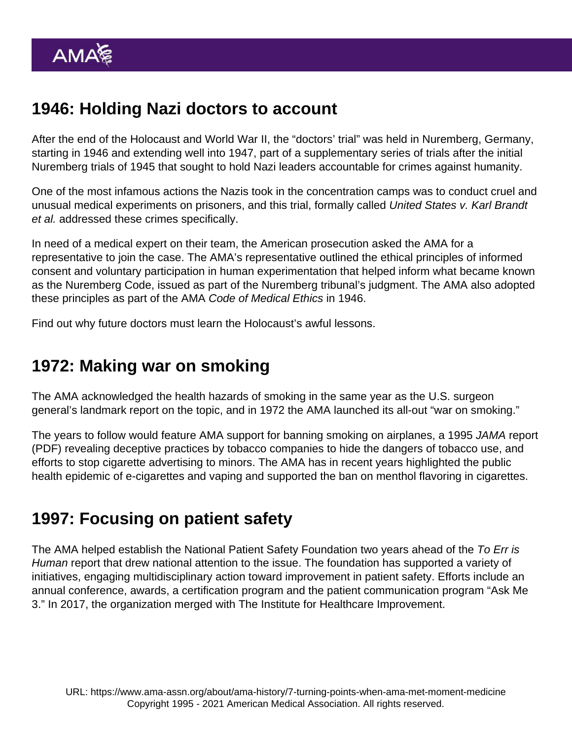## 1946: Holding Nazi doctors to account

After the end of the Holocaust and World War II, the “doctors’ trial” was held in Nuremberg, Germany, starting in 1946 and extending well into 1947, part of a supplementary series of trials after the initial Nuremberg trials of 1945 that sought to hold Nazi leaders accountable for crimes against humanity.

One of the most infamous actions the Nazis took in the concentration camps was to conduct cruel and unusual medical experiments on prisoners, and this trial, formally called *United States v. Karl Brandt et al.* addressed these crimes specifically.

In need of a medical expert on their team, the American prosecution asked the AMA for a representative to join the case. The AMA’s representative outlined the ethical principles of informed consent and voluntary participation in human experimentation that helped inform what became known as the Nuremberg Code, issued as part of the Nuremberg tribunal’s judgment. The AMA also adopted these principles as part of the AMA *Code of Medical Ethics* in 1946.

Find out why future doctors must learn the Holocaust’s awful lessons.

## 1972: Making war on smoking

The AMA acknowledged the health hazards of smoking in the same year as the U.S. surgeon general’s landmark report on the topic, and in 1972 the AMA launched its all-out “war on smoking.”

The years to follow would feature AMA support for banning smoking on airplanes, a 1995 *JAMA* report (PDF) revealing deceptive practices by tobacco companies to hide the dangers of tobacco use, and efforts to stop cigarette advertising to minors. The AMA has in recent years highlighted the public health epidemic of e-cigarettes and vaping and supported the ban on menthol flavoring in cigarettes.

## 1997: Focusing on patient safety

The AMA helped establish the National Patient Safety Foundation two years ahead of the *To Err is Human* report that drew national attention to the issue. The foundation has supported a variety of initiatives, engaging multidisciplinary action toward improvement in patient safety. Efforts include an annual conference, awards, a certification program and the patient communication program “Ask Me 3.” In 2017, the organization merged with The Institute for Healthcare Improvement.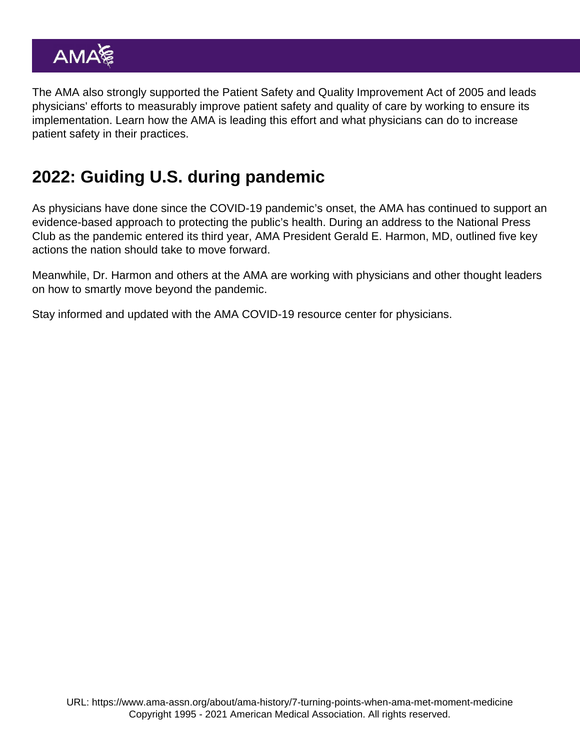The AMA also strongly supported the Patient Safety and Quality Improvement Act of 2005 and leads physicians' efforts to measurably improve patient safety and quality of care by working to ensure its implementation. Learn how the AMA is leading this effort and what physicians can do to increase patient safety in their practices.

## 2022: Guiding U.S. during pandemic

As physicians have done since the COVID-19 pandemic's onset, the AMA has continued to support an evidence-based approach to protecting the public's health. During an address to the National Press Club as the pandemic entered its third year, AMA President Gerald E. Harmon, MD, outlined five key actions the nation should take to move forward.

Meanwhile, Dr. Harmon and others at the AMA are working with physicians and other thought leaders on how to smartly move beyond the pandemic.

Stay informed and updated with the AMA COVID-19 resource center for physicians.